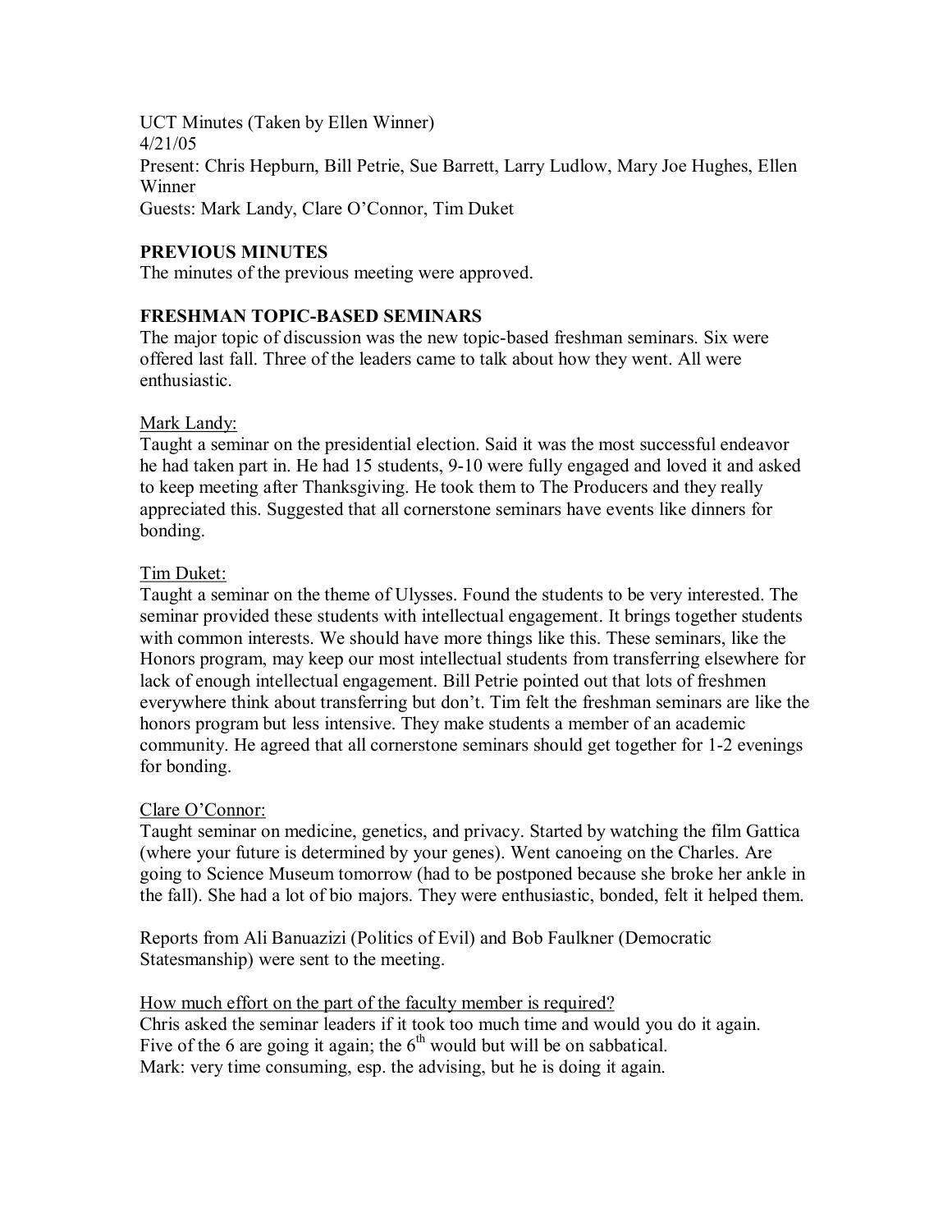UCT Minutes (Taken by Ellen Winner)
4/21/05
Present: Chris Hepburn, Bill Petrie, Sue Barrett, Larry Ludlow, Mary Joe Hughes, Ellen Winner
Guests: Mark Landy, Clare O'Connor, Tim Duket

**PREVIOUS MINUTES**

The minutes of the previous meeting were approved.

**FRESHMAN TOPIC-BASED SEMINARS**

The major topic of discussion was the new topic-based freshman seminars. Six were offered last fall. Three of the leaders came to talk about how they went. All were enthusiastic.

<u>Mark Landy:</u>
Taught a seminar on the presidential election. Said it was the most successful endeavor he had taken part in. He had 15 students, 9-10 were fully engaged and loved it and asked to keep meeting after Thanksgiving. He took them to The Producers and they really appreciated this. Suggested that all cornerstone seminars have events like dinners for bonding.

<u>Tim Duket:</u>
Taught a seminar on the theme of Ulysses. Found the students to be very interested. The seminar provided these students with intellectual engagement. It brings together students with common interests. We should have more things like this. These seminars, like the Honors program, may keep our most intellectual students from transferring elsewhere for lack of enough intellectual engagement. Bill Petrie pointed out that lots of freshmen everywhere think about transferring but don't. Tim felt the freshman seminars are like the honors program but less intensive. They make students a member of an academic community. He agreed that all cornerstone seminars should get together for 1-2 evenings for bonding.

<u>Clare O'Connor:</u>
Taught seminar on medicine, genetics, and privacy. Started by watching the film Gattica (where your future is determined by your genes). Went canoeing on the Charles. Are going to Science Museum tomorrow (had to be postponed because she broke her ankle in the fall). She had a lot of bio majors. They were enthusiastic, bonded, felt it helped them.

Reports from Ali Banuazizi (Politics of Evil) and Bob Faulkner (Democratic Statesmanship) were sent to the meeting.

<u>How much effort on the part of the faculty member is required?</u>
Chris asked the seminar leaders if it took too much time and would you do it again.
Five of the 6 are going it again; the 6th would but will be on sabbatical.
Mark: very time consuming, esp. the advising, but he is doing it again.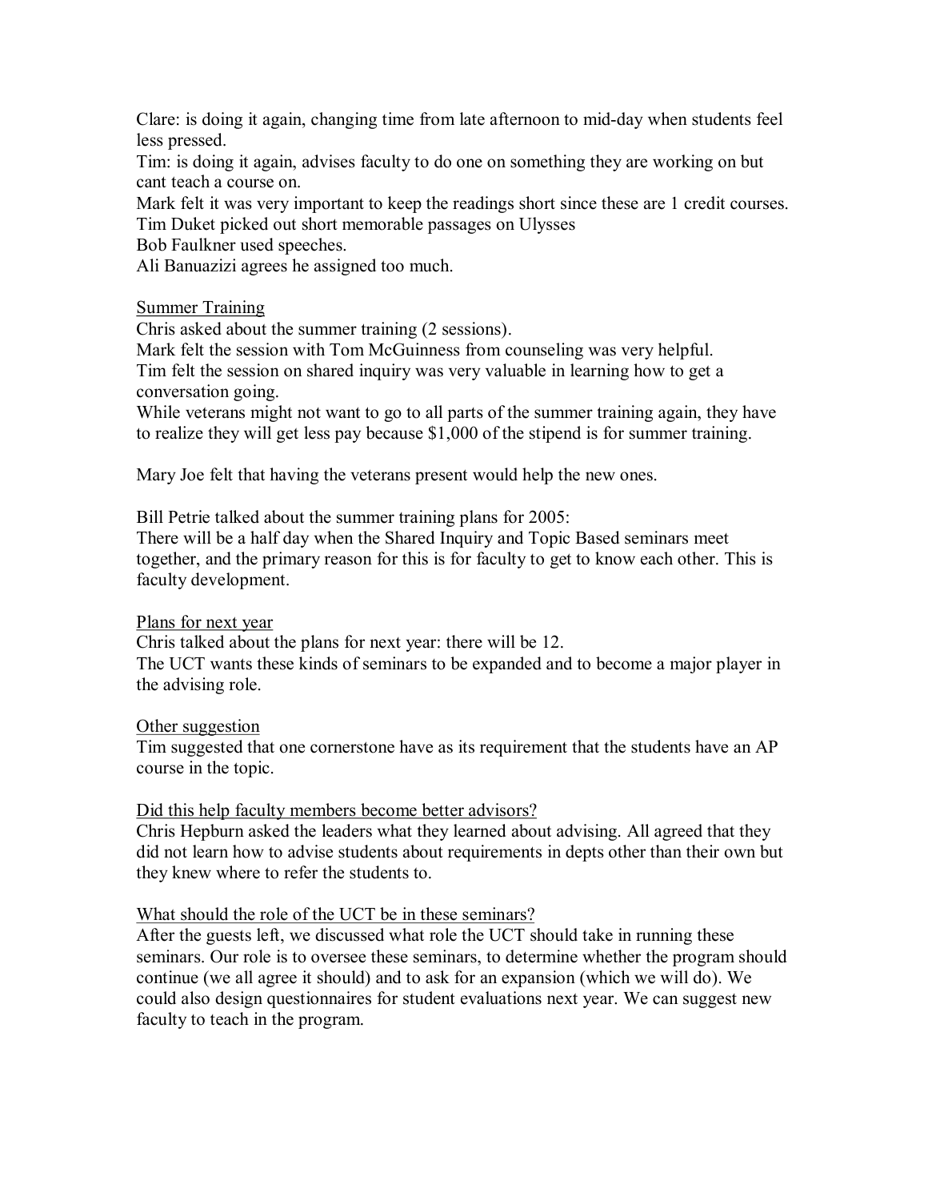Clare: is doing it again, changing time from late afternoon to mid-day when students feel less pressed.
Tim: is doing it again, advises faculty to do one on something they are working on but cant teach a course on.
Mark felt it was very important to keep the readings short since these are 1 credit courses.
Tim Duket picked out short memorable passages on Ulysses
Bob Faulkner used speeches.
Ali Banuazizi agrees he assigned too much.

<u>Summer Training</u>
Chris asked about the summer training (2 sessions).
Mark felt the session with Tom McGuinness from counseling was very helpful.
Tim felt the session on shared inquiry was very valuable in learning how to get a conversation going.
While veterans might not want to go to all parts of the summer training again, they have to realize they will get less pay because $1,000 of the stipend is for summer training.

Mary Joe felt that having the veterans present would help the new ones.

Bill Petrie talked about the summer training plans for 2005:
There will be a half day when the Shared Inquiry and Topic Based seminars meet together, and the primary reason for this is for faculty to get to know each other. This is faculty development.

<u>Plans for next year</u>
Chris talked about the plans for next year: there will be 12.
The UCT wants these kinds of seminars to be expanded and to become a major player in the advising role.

<u>Other suggestion</u>
Tim suggested that one cornerstone have as its requirement that the students have an AP course in the topic.

<u>Did this help faculty members become better advisors?</u>
Chris Hepburn asked the leaders what they learned about advising. All agreed that they did not learn how to advise students about requirements in depts other than their own but they knew where to refer the students to.

<u>What should the role of the UCT be in these seminars?</u>
After the guests left, we discussed what role the UCT should take in running these seminars. Our role is to oversee these seminars, to determine whether the program should continue (we all agree it should) and to ask for an expansion (which we will do). We could also design questionnaires for student evaluations next year. We can suggest new faculty to teach in the program.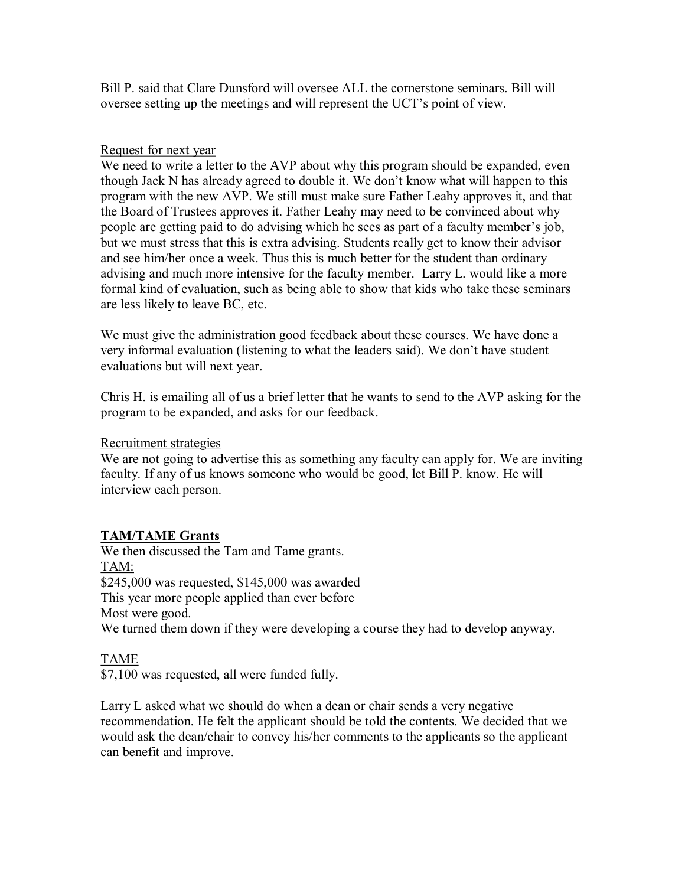Bill P. said that Clare Dunsford will oversee ALL the cornerstone seminars. Bill will oversee setting up the meetings and will represent the UCT's point of view.

<u>Request for next year</u>

We need to write a letter to the AVP about why this program should be expanded, even though Jack N has already agreed to double it. We don't know what will happen to this program with the new AVP. We still must make sure Father Leahy approves it, and that the Board of Trustees approves it. Father Leahy may need to be convinced about why people are getting paid to do advising which he sees as part of a faculty member's job, but we must stress that this is extra advising. Students really get to know their advisor and see him/her once a week. Thus this is much better for the student than ordinary advising and much more intensive for the faculty member. Larry L. would like a more formal kind of evaluation, such as being able to show that kids who take these seminars are less likely to leave BC, etc.

We must give the administration good feedback about these courses. We have done a very informal evaluation (listening to what the leaders said). We don't have student evaluations but will next year.

Chris H. is emailing all of us a brief letter that he wants to send to the AVP asking for the program to be expanded, and asks for our feedback.

<u>Recruitment strategies</u>

We are not going to advertise this as something any faculty can apply for. We are inviting faculty. If any of us knows someone who would be good, let Bill P. know. He will interview each person.

## TAM/TAME Grants

We then discussed the Tam and Tame grants.

<u>TAM:</u>

$245,000 was requested, $145,000 was awarded

This year more people applied than ever before

Most were good.

We turned them down if they were developing a course they had to develop anyway.

<u>TAME</u>

$7,100 was requested, all were funded fully.

Larry L asked what we should do when a dean or chair sends a very negative recommendation. He felt the applicant should be told the contents. We decided that we would ask the dean/chair to convey his/her comments to the applicants so the applicant can benefit and improve.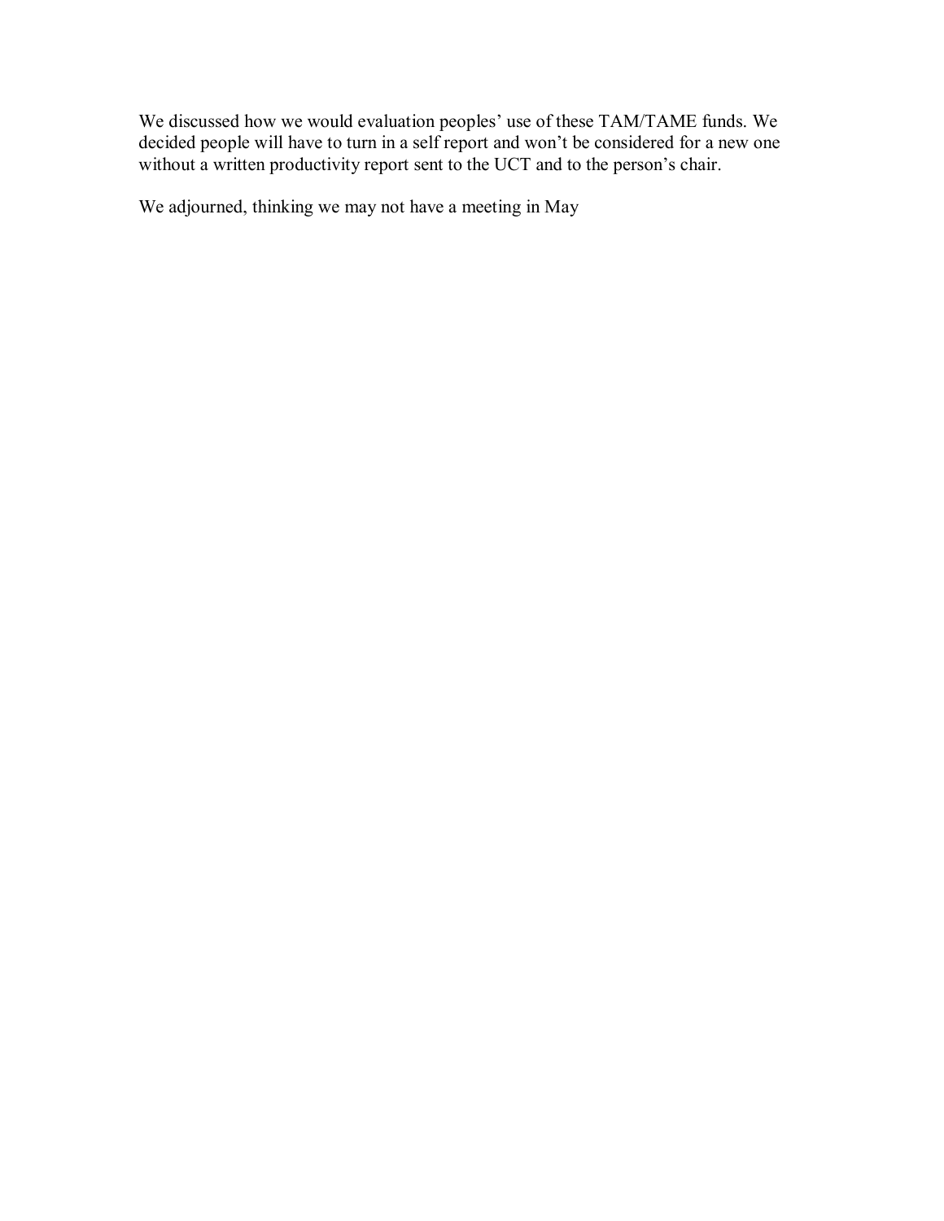We discussed how we would evaluation peoples' use of these TAM/TAME funds. We decided people will have to turn in a self report and won't be considered for a new one without a written productivity report sent to the UCT and to the person's chair.

We adjourned, thinking we may not have a meeting in May